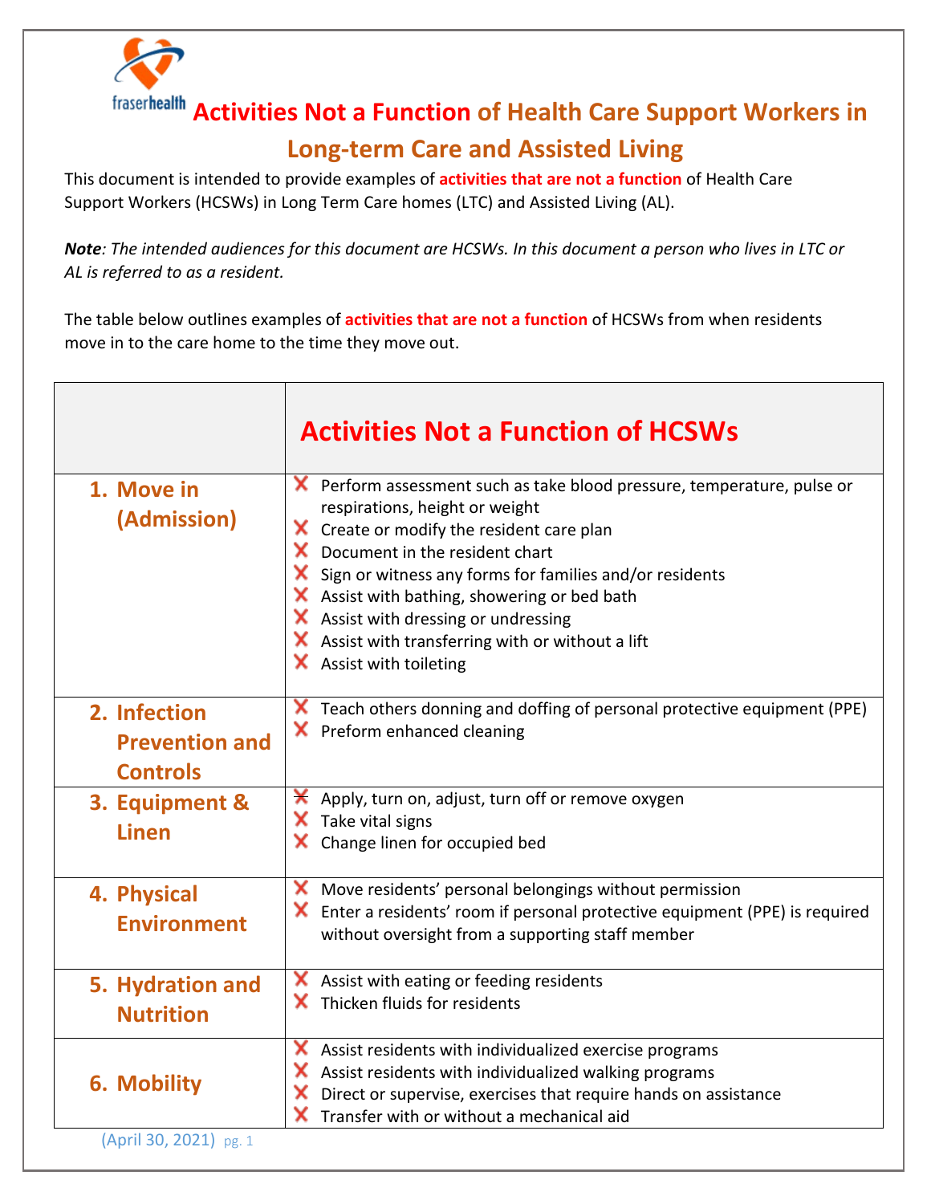# Activities Not a Function of Health Care Support Workers in Long-term Care and Assisted Living

This document is intended to provide examples of **activities that are not a function** of Health Care Support Workers (HCSWs) in Long Term Care homes (LTC) and Assisted Living (AL).

***Note****: The intended audiences for this document are HCSWs. In this document a person who lives in LTC or AL is referred to as a resident.*

The table below outlines examples of **activities that are not a function** of HCSWs from when residents move in to the care home to the time they move out.

| | Activities Not a Function of HCSWs |
|---|---|
| **1. Move in (Admission)** | ✘ Perform assessment such as take blood pressure, temperature, pulse or respirations, height or weight<br>✘ Create or modify the resident care plan<br>✘ Document in the resident chart<br>✘ Sign or witness any forms for families and/or residents<br>✘ Assist with bathing, showering or bed bath<br>✘ Assist with dressing or undressing<br>✘ Assist with transferring with or without a lift<br>✘ Assist with toileting |
| **2. Infection Prevention and Controls** | ✘ Teach others donning and doffing of personal protective equipment (PPE)<br>✘ Preform enhanced cleaning |
| **3. Equipment & Linen** | ✘ Apply, turn on, adjust, turn off or remove oxygen<br>✘ Take vital signs<br>✘ Change linen for occupied bed |
| **4. Physical Environment** | ✘ Move residents' personal belongings without permission<br>✘ Enter a residents' room if personal protective equipment (PPE) is required without oversight from a supporting staff member |
| **5. Hydration and Nutrition** | ✘ Assist with eating or feeding residents<br>✘ Thicken fluids for residents |
| **6. Mobility** | ✘ Assist residents with individualized exercise programs<br>✘ Assist residents with individualized walking programs<br>✘ Direct or supervise, exercises that require hands on assistance<br>✘ Transfer with or without a mechanical aid |

(April 30, 2021)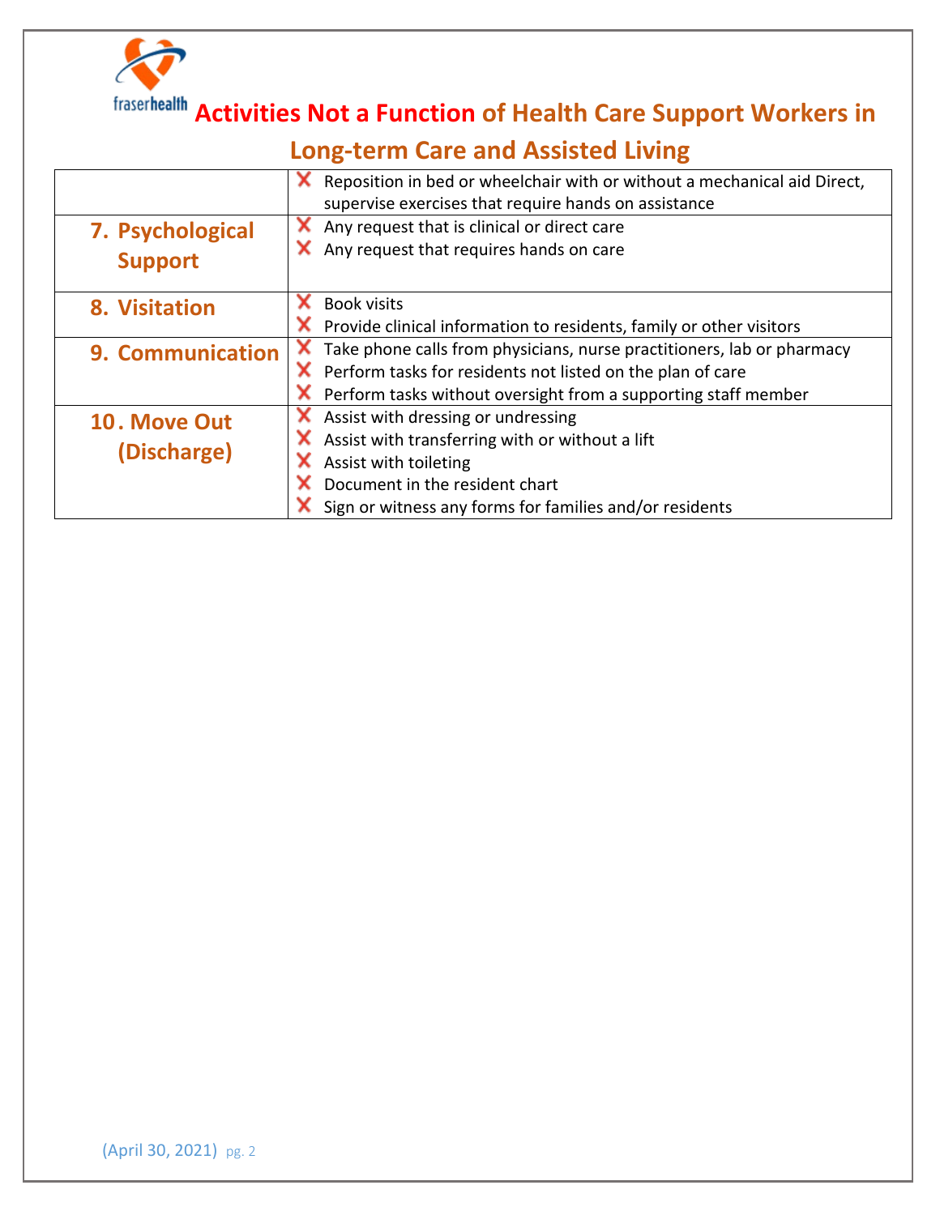# Activities Not a Function of Health Care Support Workers in Long-term Care and Assisted Living

| | |
|---|---|
| | ❌ Reposition in bed or wheelchair with or without a mechanical aid Direct, supervise exercises that require hands on assistance |
| **7. Psychological Support** | ❌ Any request that is clinical or direct care<br>❌ Any request that requires hands on care |
| **8. Visitation** | ❌ Book visits<br>❌ Provide clinical information to residents, family or other visitors |
| **9. Communication** | ❌ Take phone calls from physicians, nurse practitioners, lab or pharmacy<br>❌ Perform tasks for residents not listed on the plan of care<br>❌ Perform tasks without oversight from a supporting staff member |
| **10. Move Out (Discharge)** | ❌ Assist with dressing or undressing<br>❌ Assist with transferring with or without a lift<br>❌ Assist with toileting<br>❌ Document in the resident chart<br>❌ Sign or witness any forms for families and/or residents |

(April 30, 2021)